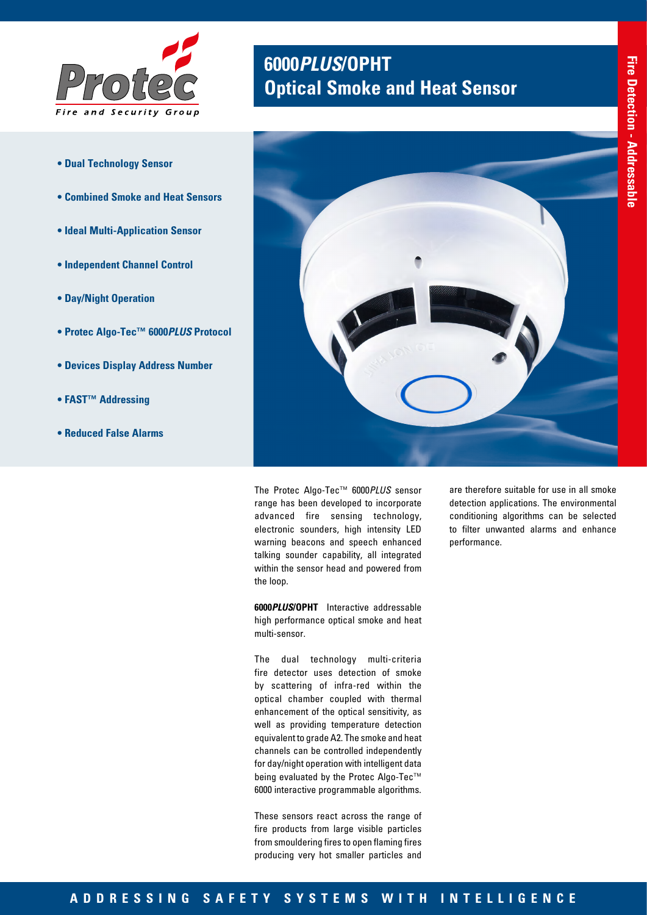# 6000*PLUS*/OPHT
# Optical Smoke and Heat Sensor

Fire Detection - Addressable

- **Dual Technology Sensor**
- **Combined Smoke and Heat Sensors**
- **Ideal Multi-Application Sensor**
- **Independent Channel Control**
- **Day/Night Operation**
- **Protec Algo-Tec™ 6000*PLUS* Protocol**
- **Devices Display Address Number**
- **FAST™ Addressing**
- **Reduced False Alarms**

The Protec Algo-Tec™ 6000*PLUS* sensor range has been developed to incorporate advanced fire sensing technology, electronic sounders, high intensity LED warning beacons and speech enhanced talking sounder capability, all integrated within the sensor head and powered from the loop.

**6000*PLUS*/OPHT** Interactive addressable high performance optical smoke and heat multi-sensor.

The dual technology multi-criteria fire detector uses detection of smoke by scattering of infra-red within the optical chamber coupled with thermal enhancement of the optical sensitivity, as well as providing temperature detection equivalent to grade A2. The smoke and heat channels can be controlled independently for day/night operation with intelligent data being evaluated by the Protec Algo-Tec™ 6000 interactive programmable algorithms.

These sensors react across the range of fire products from large visible particles from smouldering fires to open flaming fires producing very hot smaller particles and are therefore suitable for use in all smoke detection applications. The environmental conditioning algorithms can be selected to filter unwanted alarms and enhance performance.

**ADDRESSING SAFETY SYSTEMS WITH INTELLIGENCE**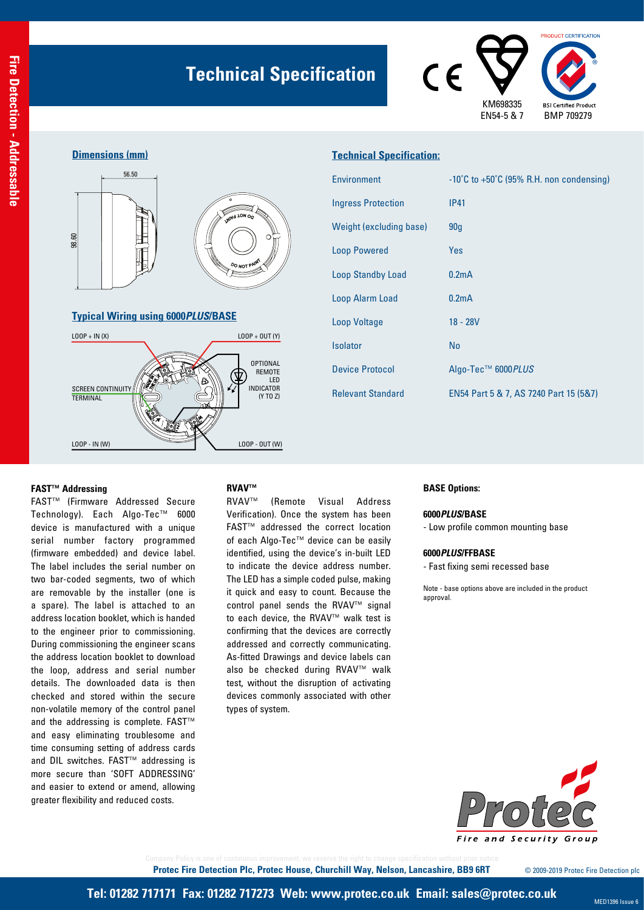# Technical Specification

KM698335
EN54-5 & 7

BSI Certified Product
BMP 709279

## Dimensions (mm)

56.50

98.60

DO NOT PAINT

## Typical Wiring using 6000*PLUS*/BASE

LOOP + IN (X)

LOOP + OUT (Y)

OPTIONAL REMOTE LED INDICATOR (Y TO Z)

SCREEN CONTINUITY TERMINAL

LOOP - IN (W)

LOOP - OUT (W)

## Technical Specification:

| | |
|---|---|
| Environment | -10˚C to +50˚C (95% R.H. non condensing) |
| Ingress Protection | IP41 |
| Weight (excluding base) | 90g |
| Loop Powered | Yes |
| Loop Standby Load | 0.2mA |
| Loop Alarm Load | 0.2mA |
| Loop Voltage | 18 - 28V |
| Isolator | No |
| Device Protocol | Algo-Tec™ 6000*PLUS* |
| Relevant Standard | EN54 Part 5 & 7, AS 7240 Part 15 (5&7) |

### FAST™ Addressing

FAST™ (Firmware Addressed Secure Technology). Each Algo-Tec™ 6000 device is manufactured with a unique serial number factory programmed (firmware embedded) and device label. The label includes the serial number on two bar-coded segments, two of which are removable by the installer (one is a spare). The label is attached to an address location booklet, which is handed to the engineer prior to commissioning. During commissioning the engineer scans the address location booklet to download the loop, address and serial number details. The downloaded data is then checked and stored within the secure non-volatile memory of the control panel and the addressing is complete. FAST™ and easy eliminating troublesome and time consuming setting of address cards and DIL switches. FAST™ addressing is more secure than 'SOFT ADDRESSING' and easier to extend or amend, allowing greater flexibility and reduced costs.

### RVAV™

RVAV™ (Remote Visual Address Verification). Once the system has been FAST™ addressed the correct location of each Algo-Tec™ device can be easily identified, using the device's in-built LED to indicate the device address number. The LED has a simple coded pulse, making it quick and easy to count. Because the control panel sends the RVAV™ signal to each device, the RVAV™ walk test is confirming that the devices are correctly addressed and correctly communicating. As-fitted Drawings and device labels can also be checked during RVAV™ walk test, without the disruption of activating devices commonly associated with other types of system.

### BASE Options:

**6000*PLUS*/BASE**
- Low profile common mounting base

**6000*PLUS*/FFBASE**
- Fast fixing semi recessed base

Note - base options above are included in the product approval.

Protec Fire and Security Group

Company Policy is one of continuous improvement, we reserve the right to change specification without prior notice

**Protec Fire Detection Plc, Protec House, Churchill Way, Nelson, Lancashire, BB9 6RT**

© 2009-2019 Protec Fire Detection plc

**Tel: 01282 717171 Fax: 01282 717273 Web: www.protec.co.uk Email: sales@protec.co.uk**

MED1396 Issue 6